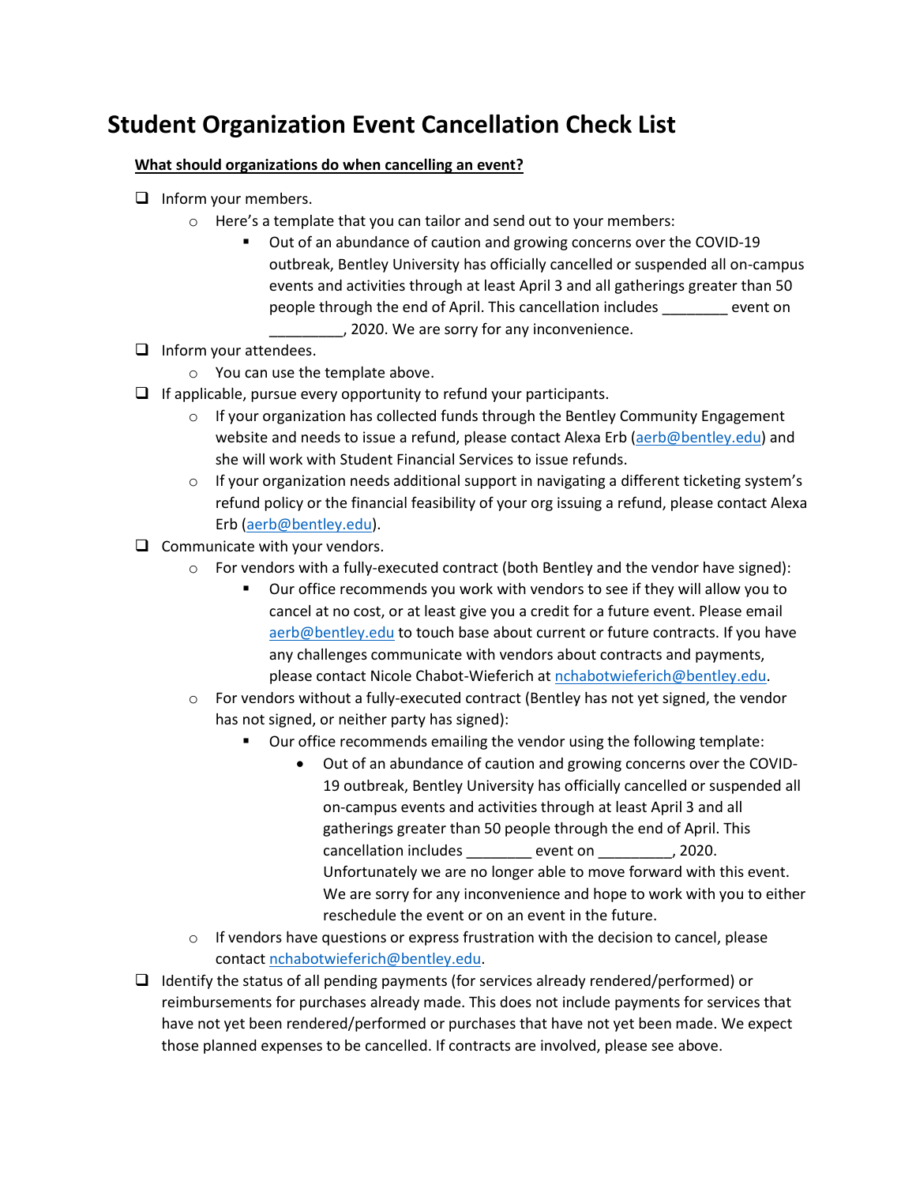# Student Organization Event Cancellation Check List

**<u>What should organizations do when cancelling an event?</u>**

- [ ] Inform your members.
    - Here's a template that you can tailor and send out to your members:
        - Out of an abundance of caution and growing concerns over the COVID-19 outbreak, Bentley University has officially cancelled or suspended all on-campus events and activities through at least April 3 and all gatherings greater than 50 people through the end of April. This cancellation includes ________ event on _________, 2020. We are sorry for any inconvenience.
- [ ] Inform your attendees.
    - You can use the template above.
- [ ] If applicable, pursue every opportunity to refund your participants.
    - If your organization has collected funds through the Bentley Community Engagement website and needs to issue a refund, please contact Alexa Erb (aerb@bentley.edu) and she will work with Student Financial Services to issue refunds.
    - If your organization needs additional support in navigating a different ticketing system's refund policy or the financial feasibility of your org issuing a refund, please contact Alexa Erb (aerb@bentley.edu).
- [ ] Communicate with your vendors.
    - For vendors with a fully-executed contract (both Bentley and the vendor have signed):
        - Our office recommends you work with vendors to see if they will allow you to cancel at no cost, or at least give you a credit for a future event. Please email aerb@bentley.edu to touch base about current or future contracts. If you have any challenges communicate with vendors about contracts and payments, please contact Nicole Chabot-Wieferich at nchabotwieferich@bentley.edu.
    - For vendors without a fully-executed contract (Bentley has not yet signed, the vendor has not signed, or neither party has signed):
        - Our office recommends emailing the vendor using the following template:
            - Out of an abundance of caution and growing concerns over the COVID-19 outbreak, Bentley University has officially cancelled or suspended all on-campus events and activities through at least April 3 and all gatherings greater than 50 people through the end of April. This cancellation includes ________ event on _________, 2020. Unfortunately we are no longer able to move forward with this event. We are sorry for any inconvenience and hope to work with you to either reschedule the event or on an event in the future.
    - If vendors have questions or express frustration with the decision to cancel, please contact nchabotwieferich@bentley.edu.
- [ ] Identify the status of all pending payments (for services already rendered/performed) or reimbursements for purchases already made. This does not include payments for services that have not yet been rendered/performed or purchases that have not yet been made. We expect those planned expenses to be cancelled. If contracts are involved, please see above.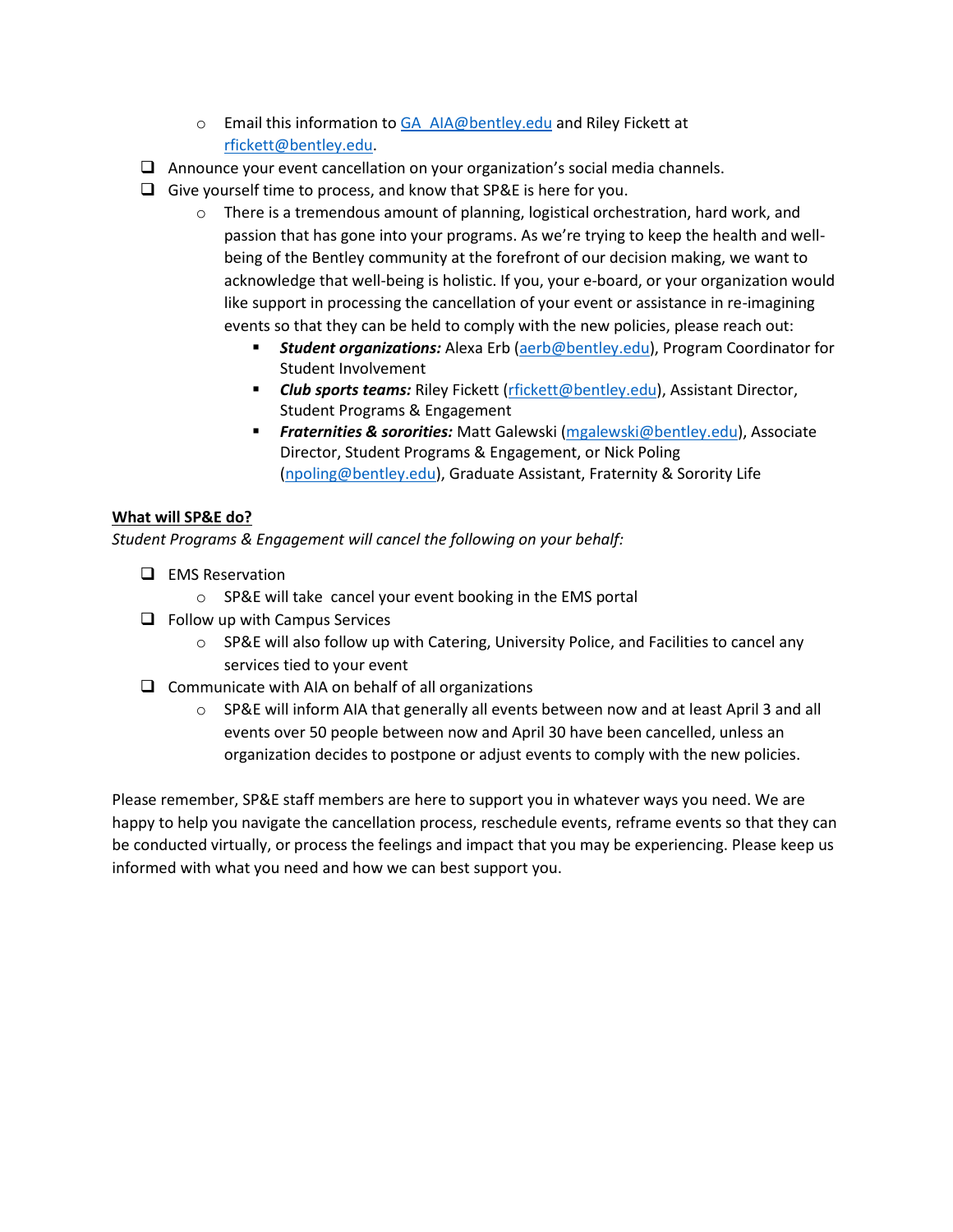- Email this information to [GA_AIA@bentley.edu](mailto:GA_AIA@bentley.edu) and Riley Fickett at [rfickett@bentley.edu](mailto:rfickett@bentley.edu).

- [ ] Announce your event cancellation on your organization's social media channels.
- [ ] Give yourself time to process, and know that SP&E is here for you.
   - There is a tremendous amount of planning, logistical orchestration, hard work, and passion that has gone into your programs. As we're trying to keep the health and well-being of the Bentley community at the forefront of our decision making, we want to acknowledge that well-being is holistic. If you, your e-board, or your organization would like support in processing the cancellation of your event or assistance in re-imagining events so that they can be held to comply with the new policies, please reach out:
      - ***Student organizations:*** Alexa Erb ([aerb@bentley.edu](mailto:aerb@bentley.edu)), Program Coordinator for Student Involvement
      - ***Club sports teams:*** Riley Fickett ([rfickett@bentley.edu](mailto:rfickett@bentley.edu)), Assistant Director, Student Programs & Engagement
      - ***Fraternities & sororities:*** Matt Galewski ([mgalewski@bentley.edu](mailto:mgalewski@bentley.edu)), Associate Director, Student Programs & Engagement, or Nick Poling ([npoling@bentley.edu](mailto:npoling@bentley.edu)), Graduate Assistant, Fraternity & Sorority Life

**<u>What will SP&E do?</u>**

*Student Programs & Engagement will cancel the following on your behalf:*

- [ ] EMS Reservation
   - SP&E will take  cancel your event booking in the EMS portal
- [ ] Follow up with Campus Services
   - SP&E will also follow up with Catering, University Police, and Facilities to cancel any services tied to your event
- [ ] Communicate with AIA on behalf of all organizations
   - SP&E will inform AIA that generally all events between now and at least April 3 and all events over 50 people between now and April 30 have been cancelled, unless an organization decides to postpone or adjust events to comply with the new policies.

Please remember, SP&E staff members are here to support you in whatever ways you need. We are happy to help you navigate the cancellation process, reschedule events, reframe events so that they can be conducted virtually, or process the feelings and impact that you may be experiencing. Please keep us informed with what you need and how we can best support you.